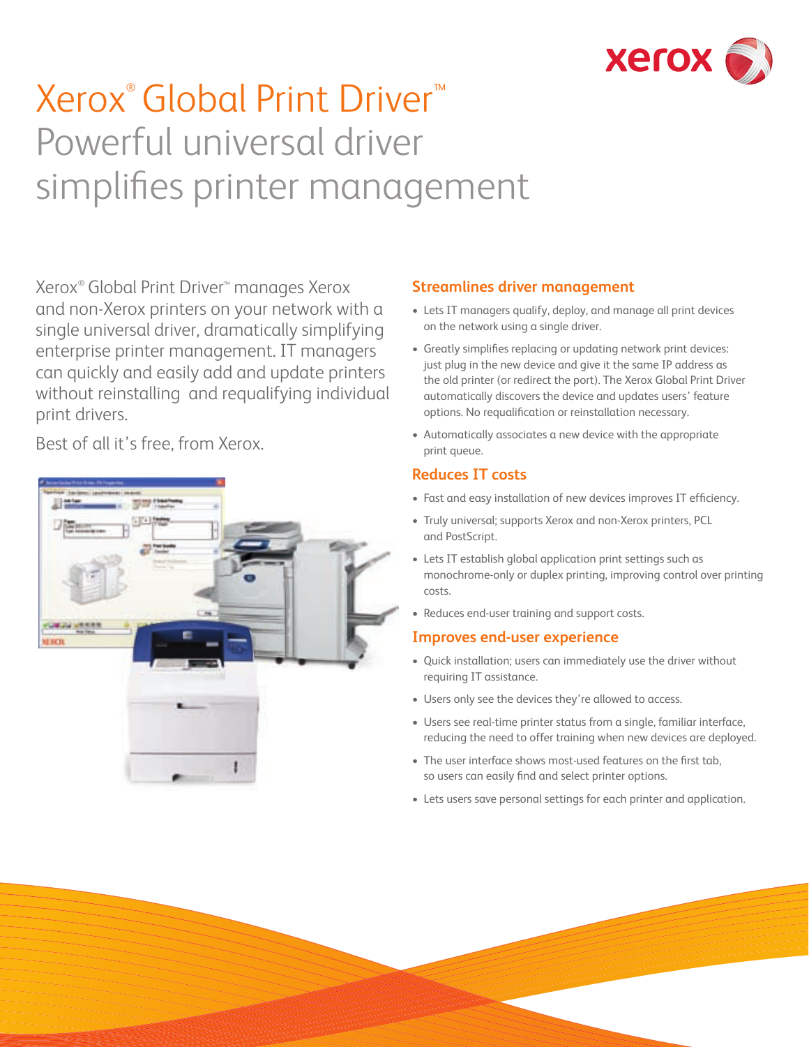# Xerox® Global Print Driver™

## Powerful universal driver simplifies printer management

Xerox® Global Print Driver™ manages Xerox and non-Xerox printers on your network with a single universal driver, dramatically simplifying enterprise printer management. IT managers can quickly and easily add and update printers without reinstalling and requalifying individual print drivers.

Best of all it's free, from Xerox.

### Streamlines driver management

- Lets IT managers qualify, deploy, and manage all print devices on the network using a single driver.
- Greatly simplifies replacing or updating network print devices: just plug in the new device and give it the same IP address as the old printer (or redirect the port). The Xerox Global Print Driver automatically discovers the device and updates users' feature options. No requalification or reinstallation necessary.
- Automatically associates a new device with the appropriate print queue.

### Reduces IT costs

- Fast and easy installation of new devices improves IT efficiency.
- Truly universal; supports Xerox and non-Xerox printers, PCL and PostScript.
- Lets IT establish global application print settings such as monochrome-only or duplex printing, improving control over printing costs.
- Reduces end-user training and support costs.

### Improves end-user experience

- Quick installation; users can immediately use the driver without requiring IT assistance.
- Users only see the devices they're allowed to access.
- Users see real-time printer status from a single, familiar interface, reducing the need to offer training when new devices are deployed.
- The user interface shows most-used features on the first tab, so users can easily find and select printer options.
- Lets users save personal settings for each printer and application.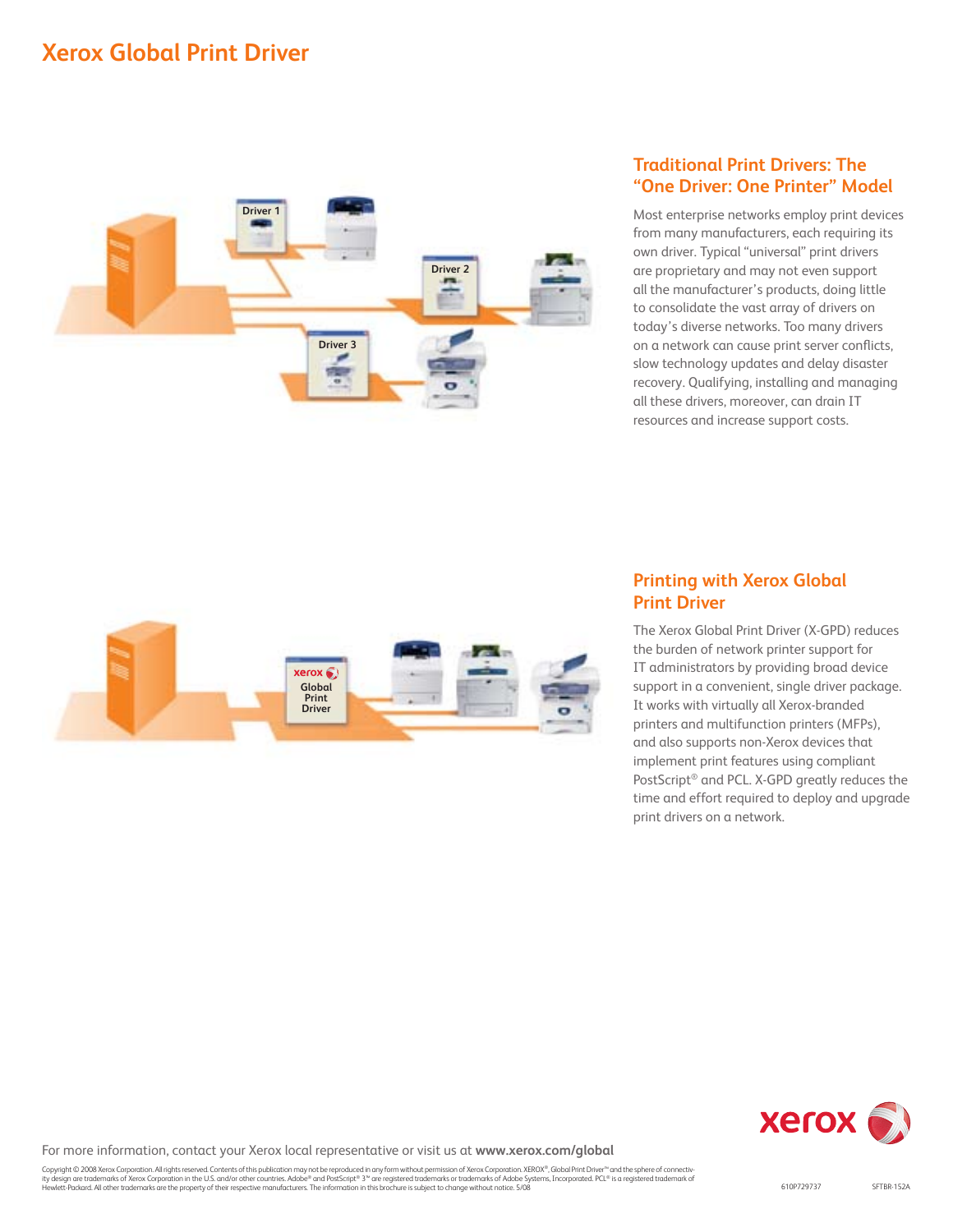# Xerox Global Print Driver

Driver 1

Driver 2

Driver 3

## Traditional Print Drivers: The "One Driver: One Printer" Model

Most enterprise networks employ print devices from many manufacturers, each requiring its own driver. Typical "universal" print drivers are proprietary and may not even support all the manufacturer's products, doing little to consolidate the vast array of drivers on today's diverse networks. Too many drivers on a network can cause print server conflicts, slow technology updates and delay disaster recovery. Qualifying, installing and managing all these drivers, moreover, can drain IT resources and increase support costs.

xerox Global Print Driver

## Printing with Xerox Global Print Driver

The Xerox Global Print Driver (X-GPD) reduces the burden of network printer support for IT administrators by providing broad device support in a convenient, single driver package. It works with virtually all Xerox-branded printers and multifunction printers (MFPs), and also supports non-Xerox devices that implement print features using compliant PostScript® and PCL. X-GPD greatly reduces the time and effort required to deploy and upgrade print drivers on a network.

For more information, contact your Xerox local representative or visit us at **www.xerox.com/global**

Copyright © 2008 Xerox Corporation. All rights reserved. Contents of this publication may not be reproduced in any form without permission of Xerox Corporation. XEROX®, Global Print Driver™ and the sphere of connectivity design are trademarks of Xerox Corporation in the U.S. and/or other countries. Adobe® and PostScript® 3™ are registered trademarks or trademarks of Adobe Systems, Incorporated. PCL® is a registered trademark of Hewlett-Packard. All other trademarks are the property of their respective manufacturers. The information in this brochure is subject to change without notice. 5/08

610P729737 SFTBR-152A